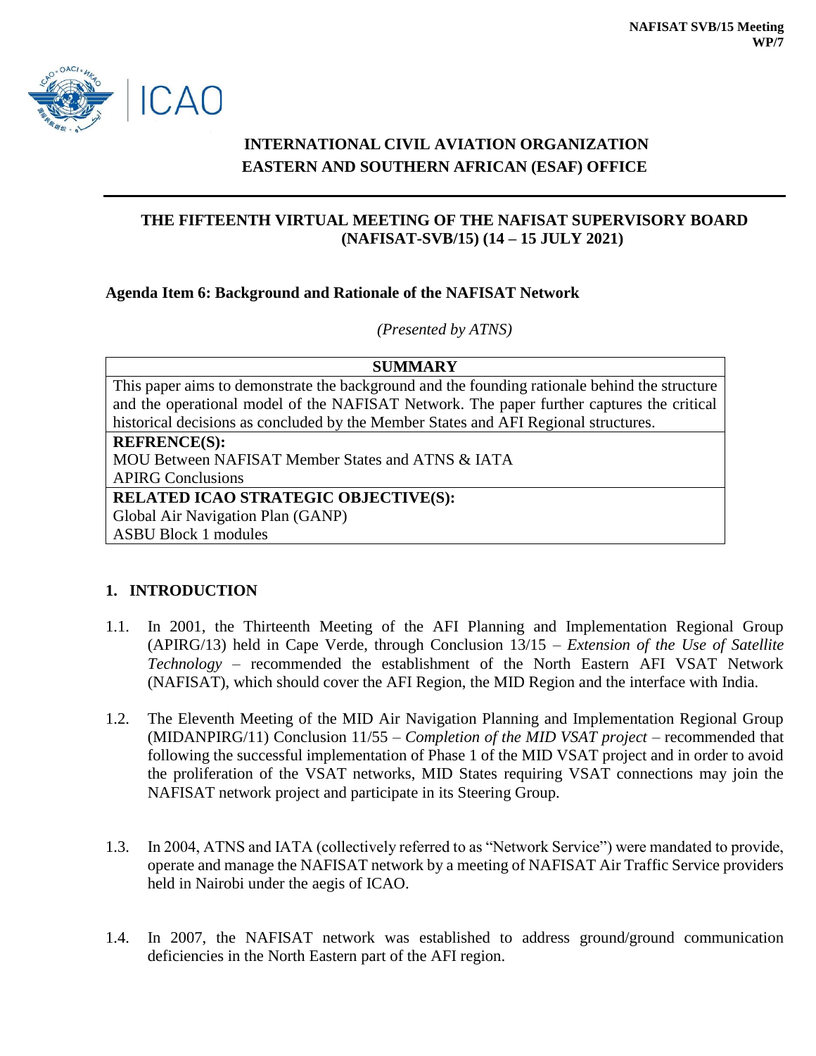**NAFISAT SVB/15 Meeting**
**WP/7**

# INTERNATIONAL CIVIL AVIATION ORGANIZATION
# EASTERN AND SOUTHERN AFRICAN (ESAF) OFFICE

## THE FIFTEENTH VIRTUAL MEETING OF THE NAFISAT SUPERVISORY BOARD (NAFISAT-SVB/15) (14 – 15 JULY 2021)

**Agenda Item 6: Background and Rationale of the NAFISAT Network**

*(Presented by ATNS)*

| SUMMARY |
|---|
| This paper aims to demonstrate the background and the founding rationale behind the structure and the operational model of the NAFISAT Network. The paper further captures the critical historical decisions as concluded by the Member States and AFI Regional structures. |
| **REFRENCE(S):**<br>MOU Between NAFISAT Member States and ATNS & IATA<br>APIRG Conclusions |
| **RELATED ICAO STRATEGIC OBJECTIVE(S):**<br>Global Air Navigation Plan (GANP)<br>ASBU Block 1 modules |

## 1. INTRODUCTION

1.1. In 2001, the Thirteenth Meeting of the AFI Planning and Implementation Regional Group (APIRG/13) held in Cape Verde, through Conclusion 13/15 – *Extension of the Use of Satellite Technology* – recommended the establishment of the North Eastern AFI VSAT Network (NAFISAT), which should cover the AFI Region, the MID Region and the interface with India.

1.2. The Eleventh Meeting of the MID Air Navigation Planning and Implementation Regional Group (MIDANPIRG/11) Conclusion 11/55 – *Completion of the MID VSAT project* – recommended that following the successful implementation of Phase 1 of the MID VSAT project and in order to avoid the proliferation of the VSAT networks, MID States requiring VSAT connections may join the NAFISAT network project and participate in its Steering Group.

1.3. In 2004, ATNS and IATA (collectively referred to as "Network Service") were mandated to provide, operate and manage the NAFISAT network by a meeting of NAFISAT Air Traffic Service providers held in Nairobi under the aegis of ICAO.

1.4. In 2007, the NAFISAT network was established to address ground/ground communication deficiencies in the North Eastern part of the AFI region.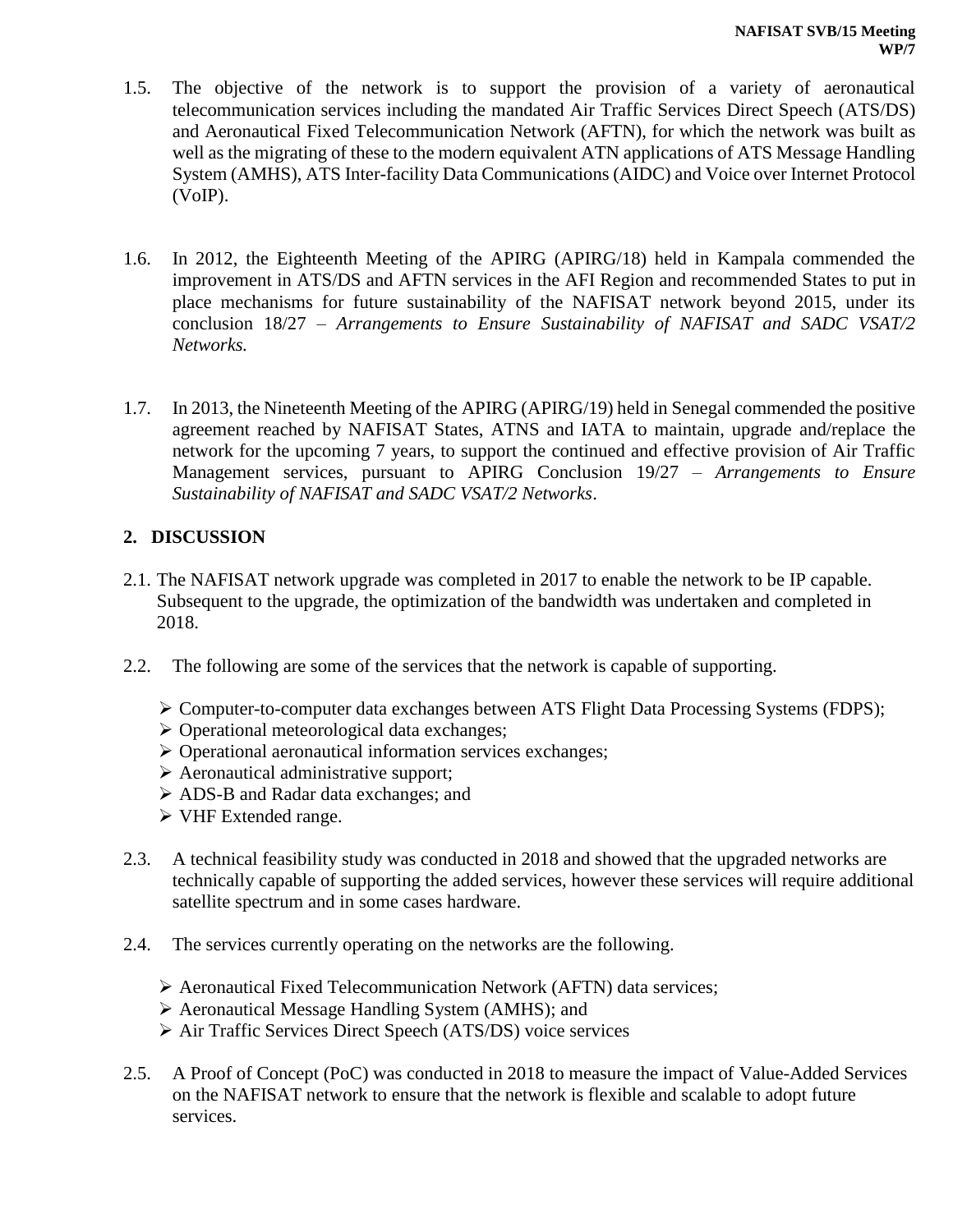1.5. The objective of the network is to support the provision of a variety of aeronautical telecommunication services including the mandated Air Traffic Services Direct Speech (ATS/DS) and Aeronautical Fixed Telecommunication Network (AFTN), for which the network was built as well as the migrating of these to the modern equivalent ATN applications of ATS Message Handling System (AMHS), ATS Inter-facility Data Communications (AIDC) and Voice over Internet Protocol (VoIP).

1.6. In 2012, the Eighteenth Meeting of the APIRG (APIRG/18) held in Kampala commended the improvement in ATS/DS and AFTN services in the AFI Region and recommended States to put in place mechanisms for future sustainability of the NAFISAT network beyond 2015, under its conclusion 18/27 – *Arrangements to Ensure Sustainability of NAFISAT and SADC VSAT/2 Networks.*

1.7. In 2013, the Nineteenth Meeting of the APIRG (APIRG/19) held in Senegal commended the positive agreement reached by NAFISAT States, ATNS and IATA to maintain, upgrade and/replace the network for the upcoming 7 years, to support the continued and effective provision of Air Traffic Management services, pursuant to APIRG Conclusion 19/27 – *Arrangements to Ensure Sustainability of NAFISAT and SADC VSAT/2 Networks*.

## 2. DISCUSSION

2.1. The NAFISAT network upgrade was completed in 2017 to enable the network to be IP capable. Subsequent to the upgrade, the optimization of the bandwidth was undertaken and completed in 2018.

2.2. The following are some of the services that the network is capable of supporting.

- Computer-to-computer data exchanges between ATS Flight Data Processing Systems (FDPS);
- Operational meteorological data exchanges;
- Operational aeronautical information services exchanges;
- Aeronautical administrative support;
- ADS-B and Radar data exchanges; and
- VHF Extended range.

2.3. A technical feasibility study was conducted in 2018 and showed that the upgraded networks are technically capable of supporting the added services, however these services will require additional satellite spectrum and in some cases hardware.

2.4. The services currently operating on the networks are the following.

- Aeronautical Fixed Telecommunication Network (AFTN) data services;
- Aeronautical Message Handling System (AMHS); and
- Air Traffic Services Direct Speech (ATS/DS) voice services

2.5. A Proof of Concept (PoC) was conducted in 2018 to measure the impact of Value-Added Services on the NAFISAT network to ensure that the network is flexible and scalable to adopt future services.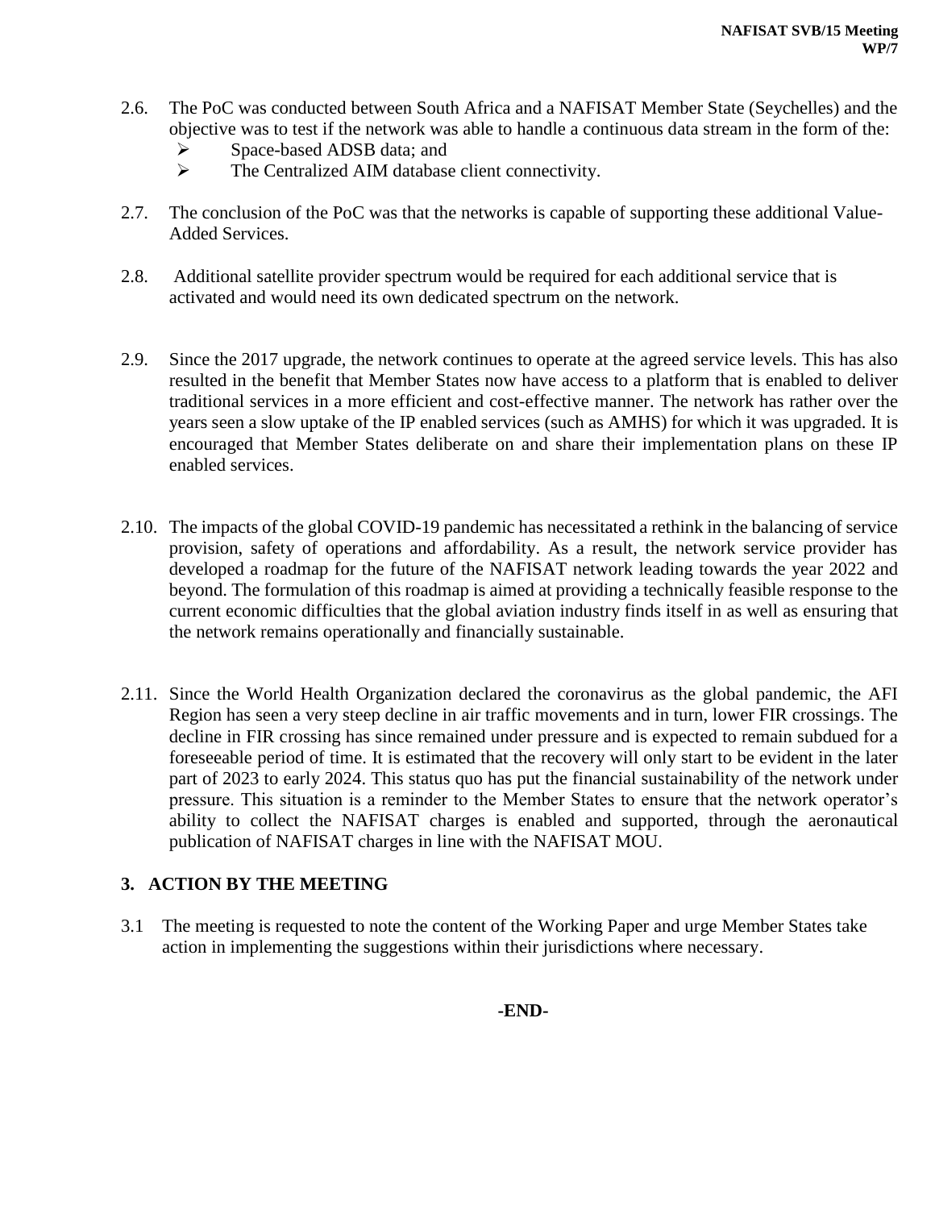2.6. The PoC was conducted between South Africa and a NAFISAT Member State (Seychelles) and the objective was to test if the network was able to handle a continuous data stream in the form of the:

- Space-based ADSB data; and
- The Centralized AIM database client connectivity.

2.7. The conclusion of the PoC was that the networks is capable of supporting these additional Value-Added Services.

2.8. Additional satellite provider spectrum would be required for each additional service that is activated and would need its own dedicated spectrum on the network.

2.9. Since the 2017 upgrade, the network continues to operate at the agreed service levels. This has also resulted in the benefit that Member States now have access to a platform that is enabled to deliver traditional services in a more efficient and cost-effective manner. The network has rather over the years seen a slow uptake of the IP enabled services (such as AMHS) for which it was upgraded. It is encouraged that Member States deliberate on and share their implementation plans on these IP enabled services.

2.10. The impacts of the global COVID-19 pandemic has necessitated a rethink in the balancing of service provision, safety of operations and affordability. As a result, the network service provider has developed a roadmap for the future of the NAFISAT network leading towards the year 2022 and beyond. The formulation of this roadmap is aimed at providing a technically feasible response to the current economic difficulties that the global aviation industry finds itself in as well as ensuring that the network remains operationally and financially sustainable.

2.11. Since the World Health Organization declared the coronavirus as the global pandemic, the AFI Region has seen a very steep decline in air traffic movements and in turn, lower FIR crossings. The decline in FIR crossing has since remained under pressure and is expected to remain subdued for a foreseeable period of time. It is estimated that the recovery will only start to be evident in the later part of 2023 to early 2024. This status quo has put the financial sustainability of the network under pressure. This situation is a reminder to the Member States to ensure that the network operator's ability to collect the NAFISAT charges is enabled and supported, through the aeronautical publication of NAFISAT charges in line with the NAFISAT MOU.

## 3. ACTION BY THE MEETING

3.1 The meeting is requested to note the content of the Working Paper and urge Member States take action in implementing the suggestions within their jurisdictions where necessary.

**-END-**